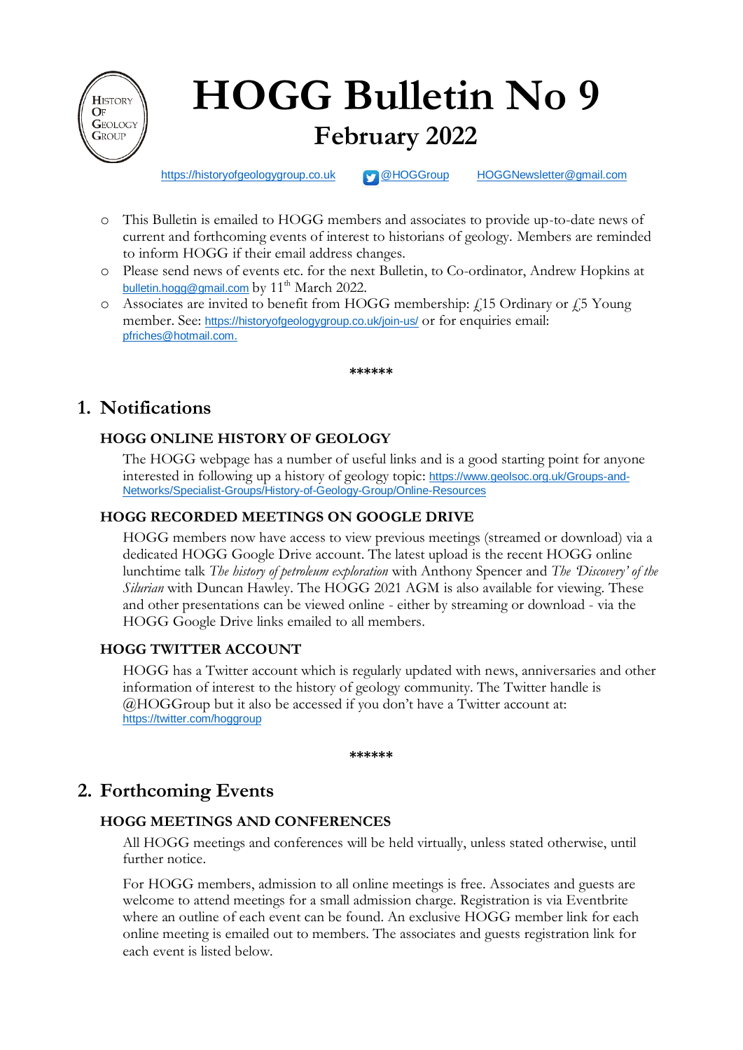# HOGG Bulletin No 9

## February 2022

https://historyofgeologygroup.co.uk @HOGGroup HOGGNewsletter@gmail.com

- This Bulletin is emailed to HOGG members and associates to provide up-to-date news of current and forthcoming events of interest to historians of geology. Members are reminded to inform HOGG if their email address changes.
- Please send news of events etc. for the next Bulletin, to Co-ordinator, Andrew Hopkins at bulletin.hogg@gmail.com by 11th March 2022.
- Associates are invited to benefit from HOGG membership: £15 Ordinary or £5 Young member. See: https://historyofgeologygroup.co.uk/join-us/ or for enquiries email: pfriches@hotmail.com.

******

## 1. Notifications

### HOGG ONLINE HISTORY OF GEOLOGY

The HOGG webpage has a number of useful links and is a good starting point for anyone interested in following up a history of geology topic: https://www.geolsoc.org.uk/Groups-and-Networks/Specialist-Groups/History-of-Geology-Group/Online-Resources

### HOGG RECORDED MEETINGS ON GOOGLE DRIVE

HOGG members now have access to view previous meetings (streamed or download) via a dedicated HOGG Google Drive account. The latest upload is the recent HOGG online lunchtime talk *The history of petroleum exploration* with Anthony Spencer and *The 'Discovery' of the Silurian* with Duncan Hawley. The HOGG 2021 AGM is also available for viewing. These and other presentations can be viewed online - either by streaming or download - via the HOGG Google Drive links emailed to all members.

### HOGG TWITTER ACCOUNT

HOGG has a Twitter account which is regularly updated with news, anniversaries and other information of interest to the history of geology community. The Twitter handle is @HOGGroup but it also be accessed if you don't have a Twitter account at: https://twitter.com/hoggroup

******

## 2. Forthcoming Events

### HOGG MEETINGS AND CONFERENCES

All HOGG meetings and conferences will be held virtually, unless stated otherwise, until further notice.

For HOGG members, admission to all online meetings is free. Associates and guests are welcome to attend meetings for a small admission charge. Registration is via Eventbrite where an outline of each event can be found. An exclusive HOGG member link for each online meeting is emailed out to members. The associates and guests registration link for each event is listed below.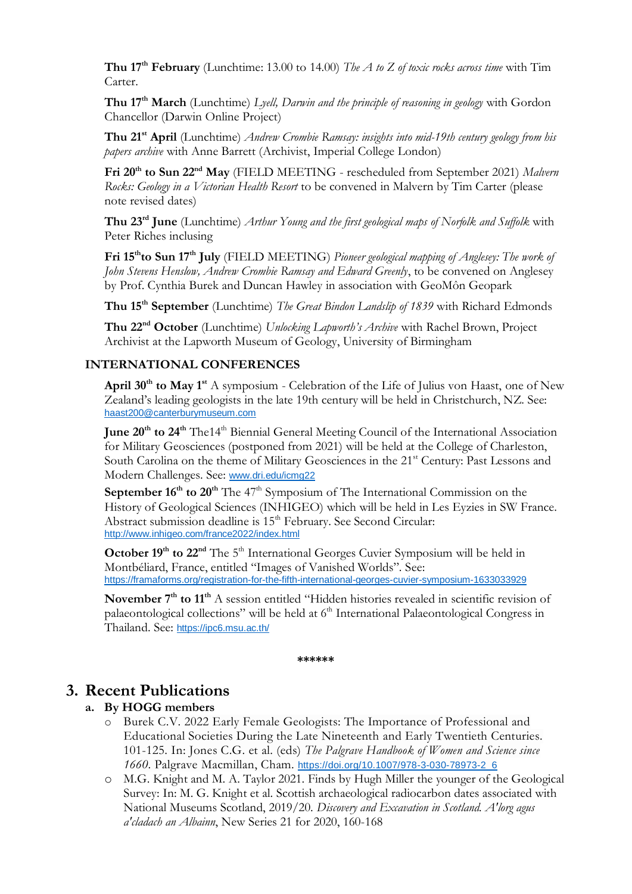**Thu 17th February** (Lunchtime: 13.00 to 14.00) *The A to Z of toxic rocks across time* with Tim Carter.

**Thu 17th March** (Lunchtime) *Lyell, Darwin and the principle of reasoning in geology* with Gordon Chancellor (Darwin Online Project)

**Thu 21st April** (Lunchtime) *Andrew Crombie Ramsay: insights into mid-19th century geology from his papers archive* with Anne Barrett (Archivist, Imperial College London)

**Fri 20th to Sun 22nd May** (FIELD MEETING - rescheduled from September 2021) *Malvern Rocks: Geology in a Victorian Health Resort* to be convened in Malvern by Tim Carter (please note revised dates)

**Thu 23rd June** (Lunchtime) *Arthur Young and the first geological maps of Norfolk and Suffolk* with Peter Riches inclusing

**Fri 15th to Sun 17th July** (FIELD MEETING) *Pioneer geological mapping of Anglesey: The work of John Stevens Henslow, Andrew Crombie Ramsay and Edward Greenly*, to be convened on Anglesey by Prof. Cynthia Burek and Duncan Hawley in association with GeoMôn Geopark

**Thu 15th September** (Lunchtime) *The Great Bindon Landslip of 1839* with Richard Edmonds

**Thu 22nd October** (Lunchtime) *Unlocking Lapworth's Archive* with Rachel Brown, Project Archivist at the Lapworth Museum of Geology, University of Birmingham

**INTERNATIONAL CONFERENCES**

**April 30th to May 1st** A symposium - Celebration of the Life of Julius von Haast, one of New Zealand's leading geologists in the late 19th century will be held in Christchurch, NZ. See: haast200@canterburymuseum.com

**June 20th to 24th** The14th Biennial General Meeting Council of the International Association for Military Geosciences (postponed from 2021) will be held at the College of Charleston, South Carolina on the theme of Military Geosciences in the 21st Century: Past Lessons and Modern Challenges. See: www.dri.edu/icmg22

**September 16th to 20th** The 47th Symposium of The International Commission on the History of Geological Sciences (INHIGEO) which will be held in Les Eyzies in SW France. Abstract submission deadline is 15th February. See Second Circular: http://www.inhigeo.com/france2022/index.html

**October 19th to 22nd** The 5th International Georges Cuvier Symposium will be held in Montbéliard, France, entitled "Images of Vanished Worlds". See: https://framaforms.org/registration-for-the-fifth-international-georges-cuvier-symposium-1633033929

**November 7th to 11th** A session entitled "Hidden histories revealed in scientific revision of palaeontological collections" will be held at 6th International Palaeontological Congress in Thailand. See: https://ipc6.msu.ac.th/

******

## 3. Recent Publications

### a. By HOGG members

- Burek C.V. 2022 Early Female Geologists: The Importance of Professional and Educational Societies During the Late Nineteenth and Early Twentieth Centuries. 101-125. In: Jones C.G. et al. (eds) *The Palgrave Handbook of Women and Science since 1660*. Palgrave Macmillan, Cham. https://doi.org/10.1007/978-3-030-78973-2_6
- M.G. Knight and M. A. Taylor 2021. Finds by Hugh Miller the younger of the Geological Survey: In: M. G. Knight et al. Scottish archaeological radiocarbon dates associated with National Museums Scotland, 2019/20. *Discovery and Excavation in Scotland. A'lorg agus a'cladach an Albainn*, New Series 21 for 2020, 160-168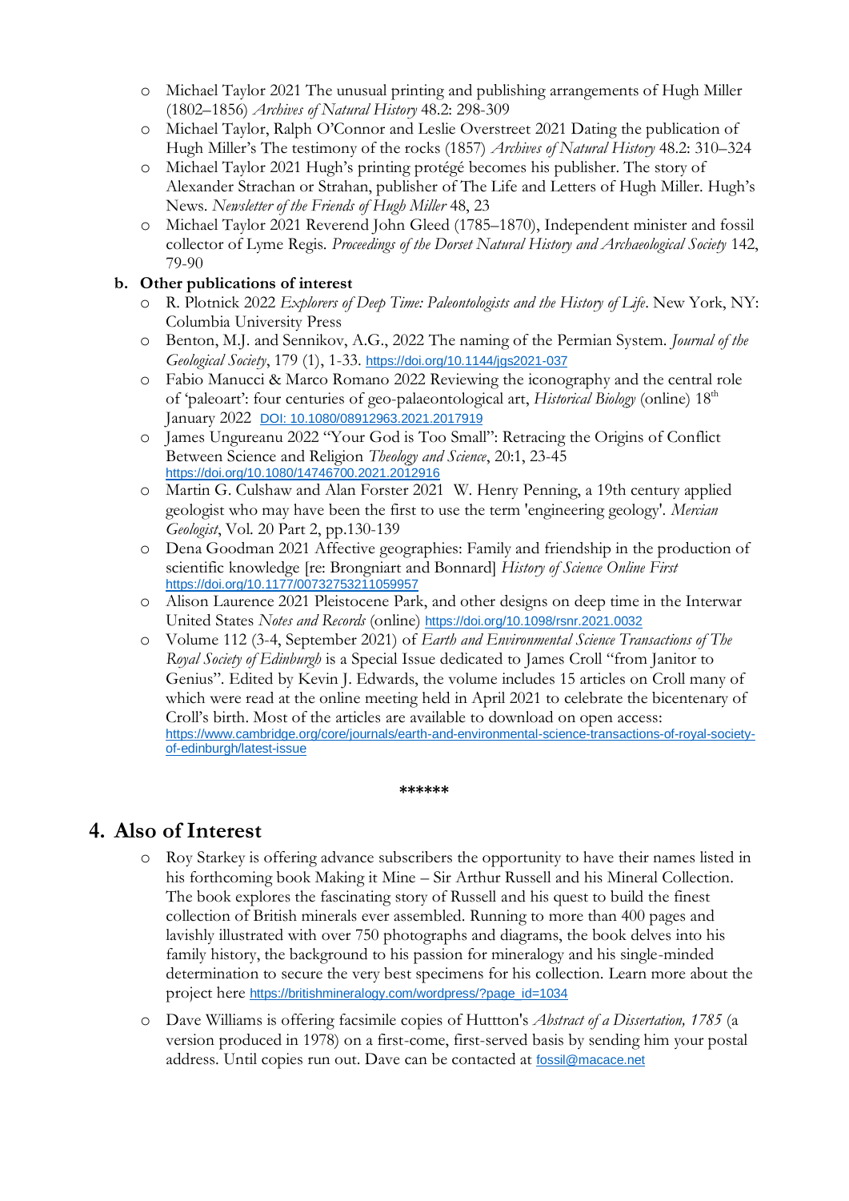- Michael Taylor 2021 The unusual printing and publishing arrangements of Hugh Miller (1802–1856) *Archives of Natural History* 48.2: 298-309
- Michael Taylor, Ralph O'Connor and Leslie Overstreet 2021 Dating the publication of Hugh Miller's The testimony of the rocks (1857) *Archives of Natural History* 48.2: 310–324
- Michael Taylor 2021 Hugh's printing protégé becomes his publisher. The story of Alexander Strachan or Strahan, publisher of The Life and Letters of Hugh Miller. Hugh's News. *Newsletter of the Friends of Hugh Miller* 48, 23
- Michael Taylor 2021 Reverend John Gleed (1785–1870), Independent minister and fossil collector of Lyme Regis. *Proceedings of the Dorset Natural History and Archaeological Society* 142, 79-90

**b. Other publications of interest**

- R. Plotnick 2022 *Explorers of Deep Time: Paleontologists and the History of Life*. New York, NY: Columbia University Press
- Benton, M.J. and Sennikov, A.G., 2022 The naming of the Permian System. *Journal of the Geological Society*, 179 (1), 1-33. https://doi.org/10.1144/jgs2021-037
- Fabio Manucci & Marco Romano 2022 Reviewing the iconography and the central role of 'paleoart': four centuries of geo-palaeontological art, *Historical Biology* (online) 18th January 2022 DOI: 10.1080/08912963.2021.2017919
- James Ungureanu 2022 "Your God is Too Small": Retracing the Origins of Conflict Between Science and Religion *Theology and Science*, 20:1, 23-45 https://doi.org/10.1080/14746700.2021.2012916
- Martin G. Culshaw and Alan Forster 2021 W. Henry Penning, a 19th century applied geologist who may have been the first to use the term 'engineering geology'. *Mercian Geologist*, Vol. 20 Part 2, pp.130-139
- Dena Goodman 2021 Affective geographies: Family and friendship in the production of scientific knowledge [re: Brongniart and Bonnard] *History of Science Online First* https://doi.org/10.1177/00732753211059957
- Alison Laurence 2021 Pleistocene Park, and other designs on deep time in the Interwar United States *Notes and Records* (online) https://doi.org/10.1098/rsnr.2021.0032
- Volume 112 (3-4, September 2021) of *Earth and Environmental Science Transactions of The Royal Society of Edinburgh* is a Special Issue dedicated to James Croll "from Janitor to Genius". Edited by Kevin J. Edwards, the volume includes 15 articles on Croll many of which were read at the online meeting held in April 2021 to celebrate the bicentenary of Croll's birth. Most of the articles are available to download on open access: https://www.cambridge.org/core/journals/earth-and-environmental-science-transactions-of-royal-society-of-edinburgh/latest-issue

******

## 4. Also of Interest

- Roy Starkey is offering advance subscribers the opportunity to have their names listed in his forthcoming book Making it Mine – Sir Arthur Russell and his Mineral Collection. The book explores the fascinating story of Russell and his quest to build the finest collection of British minerals ever assembled. Running to more than 400 pages and lavishly illustrated with over 750 photographs and diagrams, the book delves into his family history, the background to his passion for mineralogy and his single-minded determination to secure the very best specimens for his collection. Learn more about the project here https://britishmineralogy.com/wordpress/?page_id=1034
- Dave Williams is offering facsimile copies of Huttton's *Abstract of a Dissertation, 1785* (a version produced in 1978) on a first-come, first-served basis by sending him your postal address. Until copies run out. Dave can be contacted at fossil@macace.net